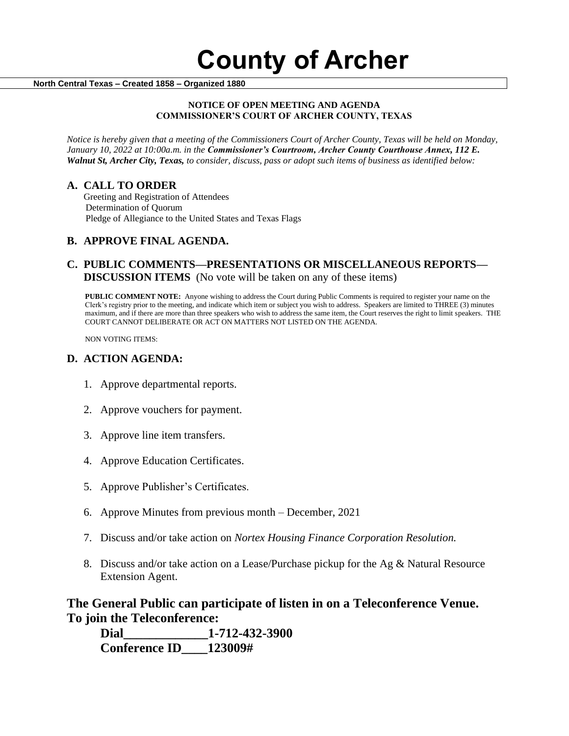# County of Archer

**North Central Texas – Created 1858 – Organized 1880**

**NOTICE OF OPEN MEETING AND AGENDA**
**COMMISSIONER'S COURT OF ARCHER COUNTY, TEXAS**

*Notice is hereby given that a meeting of the Commissioners Court of Archer County, Texas will be held on Monday, January 10, 2022 at 10:00a.m. in the* ***Commissioner's Courtroom, Archer County Courthouse Annex, 112 E. Walnut St, Archer City, Texas,*** *to consider, discuss, pass or adopt such items of business as identified below:*

## A. CALL TO ORDER

Greeting and Registration of Attendees
Determination of Quorum
Pledge of Allegiance to the United States and Texas Flags

## B. APPROVE FINAL AGENDA.

## C. PUBLIC COMMENTS—PRESENTATIONS OR MISCELLANEOUS REPORTS—DISCUSSION ITEMS (No vote will be taken on any of these items)

**PUBLIC COMMENT NOTE:** Anyone wishing to address the Court during Public Comments is required to register your name on the Clerk's registry prior to the meeting, and indicate which item or subject you wish to address. Speakers are limited to THREE (3) minutes maximum, and if there are more than three speakers who wish to address the same item, the Court reserves the right to limit speakers. THE COURT CANNOT DELIBERATE OR ACT ON MATTERS NOT LISTED ON THE AGENDA.

NON VOTING ITEMS:

## D. ACTION AGENDA:

1. Approve departmental reports.
2. Approve vouchers for payment.
3. Approve line item transfers.
4. Approve Education Certificates.
5. Approve Publisher's Certificates.
6. Approve Minutes from previous month – December, 2021
7. Discuss and/or take action on *Nortex Housing Finance Corporation Resolution.*
8. Discuss and/or take action on a Lease/Purchase pickup for the Ag & Natural Resource Extension Agent.

**The General Public can participate of listen in on a Teleconference Venue.**
**To join the Teleconference:**

**Dial_____________1-712-432-3900**
**Conference ID____123009#**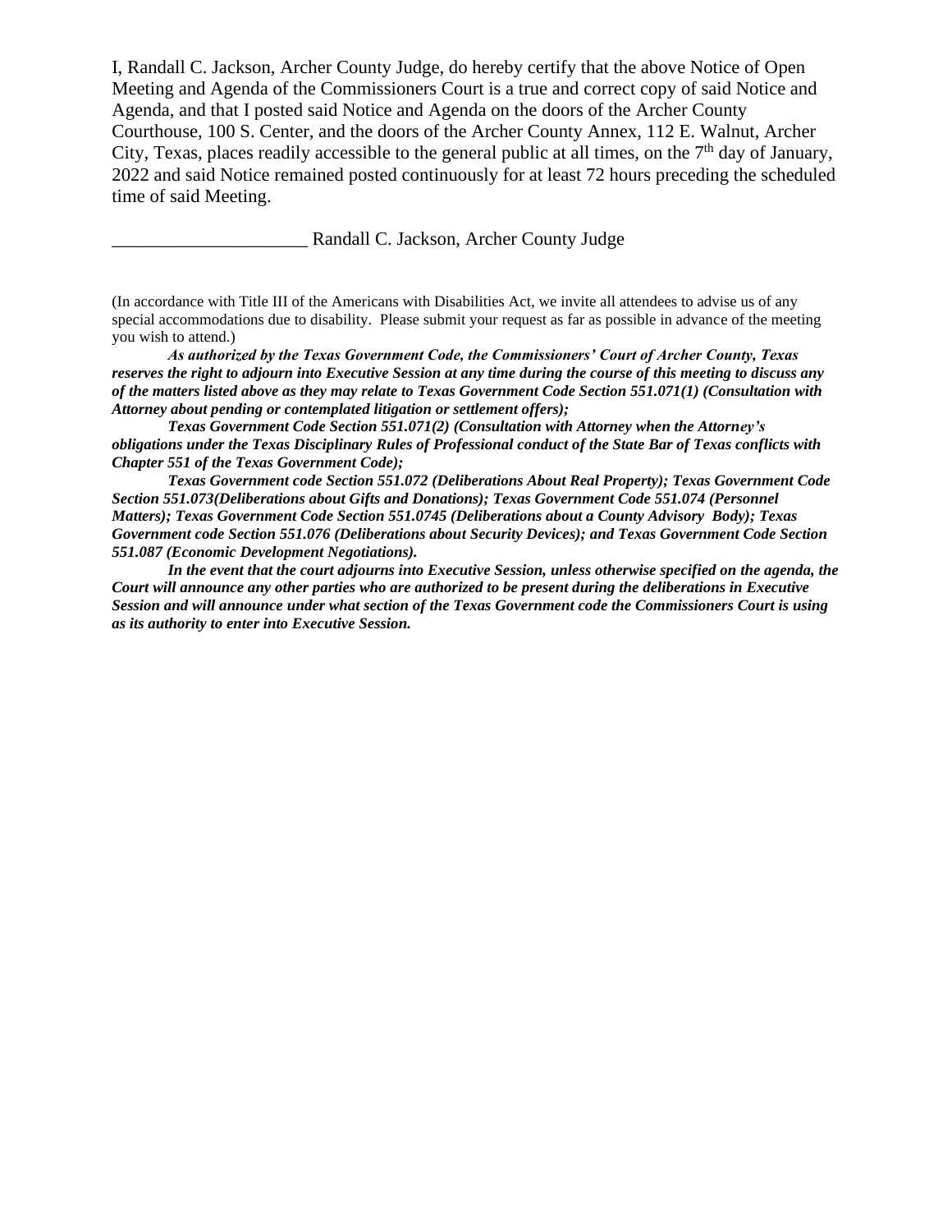I, Randall C. Jackson, Archer County Judge, do hereby certify that the above Notice of Open Meeting and Agenda of the Commissioners Court is a true and correct copy of said Notice and Agenda, and that I posted said Notice and Agenda on the doors of the Archer County Courthouse, 100 S. Center, and the doors of the Archer County Annex, 112 E. Walnut, Archer City, Texas, places readily accessible to the general public at all times, on the 7th day of January, 2022 and said Notice remained posted continuously for at least 72 hours preceding the scheduled time of said Meeting.

_____________________ Randall C. Jackson, Archer County Judge

(In accordance with Title III of the Americans with Disabilities Act, we invite all attendees to advise us of any special accommodations due to disability. Please submit your request as far as possible in advance of the meeting you wish to attend.)

***As authorized by the Texas Government Code, the Commissioners' Court of Archer County, Texas reserves the right to adjourn into Executive Session at any time during the course of this meeting to discuss any of the matters listed above as they may relate to Texas Government Code Section 551.071(1) (Consultation with Attorney about pending or contemplated litigation or settlement offers);***

***Texas Government Code Section 551.071(2) (Consultation with Attorney when the Attorney's obligations under the Texas Disciplinary Rules of Professional conduct of the State Bar of Texas conflicts with Chapter 551 of the Texas Government Code);***

***Texas Government code Section 551.072 (Deliberations About Real Property); Texas Government Code Section 551.073(Deliberations about Gifts and Donations); Texas Government Code 551.074 (Personnel Matters); Texas Government Code Section 551.0745 (Deliberations about a County Advisory Body); Texas Government code Section 551.076 (Deliberations about Security Devices); and Texas Government Code Section 551.087 (Economic Development Negotiations).***

***In the event that the court adjourns into Executive Session, unless otherwise specified on the agenda, the Court will announce any other parties who are authorized to be present during the deliberations in Executive Session and will announce under what section of the Texas Government code the Commissioners Court is using as its authority to enter into Executive Session.***